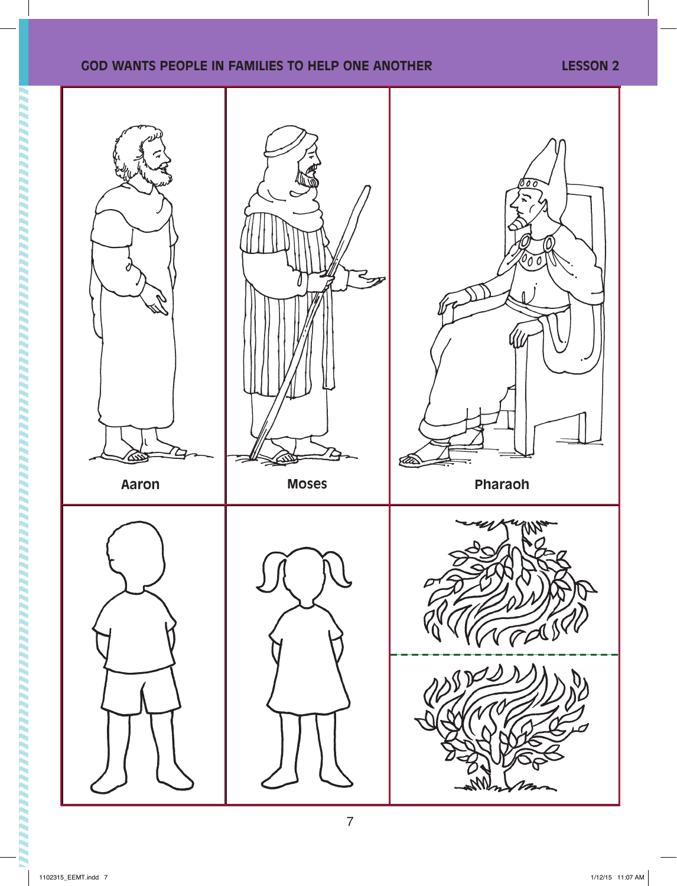GOD WANTS PEOPLE IN FAMILIES TO HELP ONE ANOTHER

LESSON 2

Aaron

Moses

Pharaoh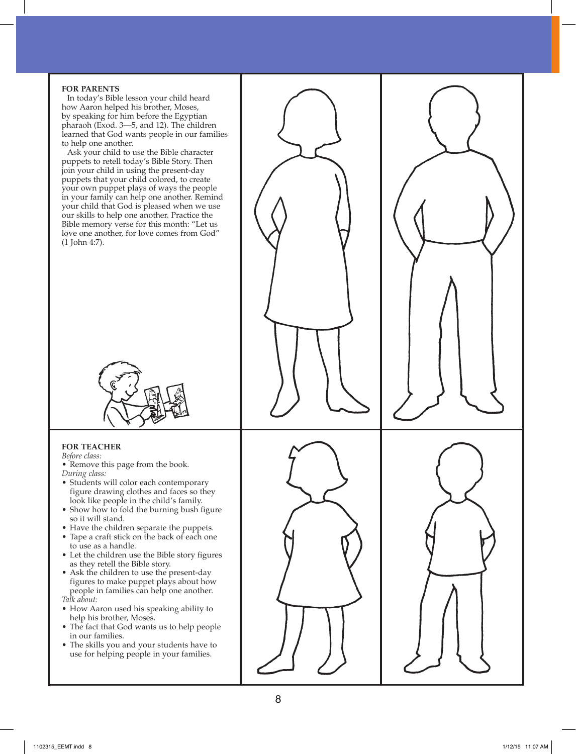**FOR PARENTS**

In today's Bible lesson your child heard how Aaron helped his brother, Moses, by speaking for him before the Egyptian pharaoh (Exod. 3—5, and 12). The children learned that God wants people in our families to help one another.

Ask your child to use the Bible character puppets to retell today's Bible Story. Then join your child in using the present-day puppets that your child colored, to create your own puppet plays of ways the people in your family can help one another. Remind your child that God is pleased when we use our skills to help one another. Practice the Bible memory verse for this month: "Let us love one another, for love comes from God" (1 John 4:7).

**FOR TEACHER**

*Before class:*

- Remove this page from the book.

*During class:*

- Students will color each contemporary figure drawing clothes and faces so they look like people in the child's family.
- Show how to fold the burning bush figure so it will stand.
- Have the children separate the puppets.
- Tape a craft stick on the back of each one to use as a handle.
- Let the children use the Bible story figures as they retell the Bible story.
- Ask the children to use the present-day figures to make puppet plays about how people in families can help one another.

*Talk about:*

- How Aaron used his speaking ability to help his brother, Moses.
- The fact that God wants us to help people in our families.
- The skills you and your students have to use for helping people in your families.